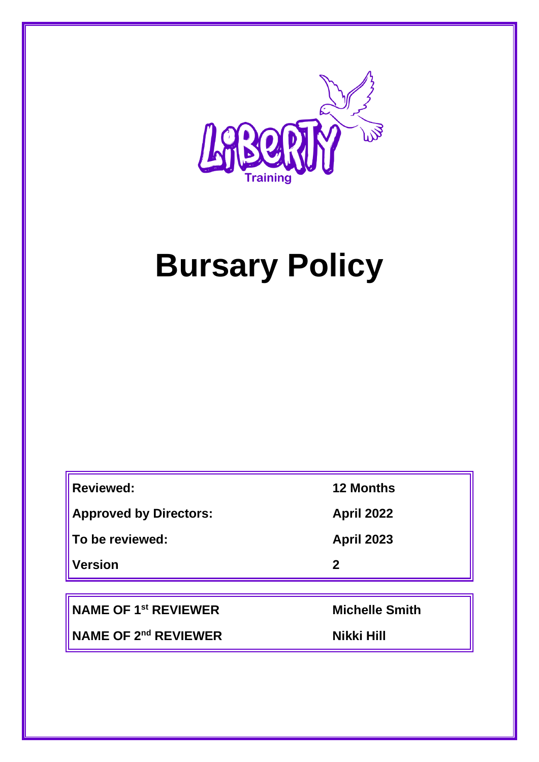LiBeRTY Training

# Bursary Policy

| | |
|---|---|
| **Reviewed:** | **12 Months** |
| **Approved by Directors:** | **April 2022** |
| **To be reviewed:** | **April 2023** |
| **Version** | **2** |

| | |
|---|---|
| **NAME OF 1st REVIEWER** | **Michelle Smith** |
| **NAME OF 2nd REVIEWER** | **Nikki Hill** |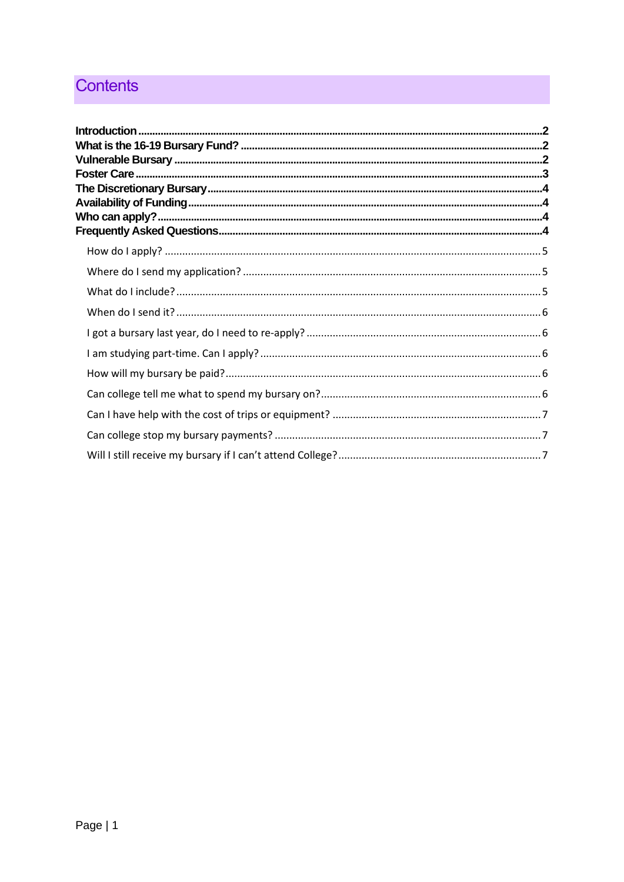# Contents

**Introduction** .......... **2**
**What is the 16-19 Bursary Fund?** .......... **2**
**Vulnerable Bursary** .......... **2**
**Foster Care** .......... **3**
**The Discretionary Bursary** .......... **4**
**Availability of Funding** .......... **4**
**Who can apply?** .......... **4**
**Frequently Asked Questions** .......... **4**

- How do I apply? .......... 5
- Where do I send my application? .......... 5
- What do I include? .......... 5
- When do I send it? .......... 6
- I got a bursary last year, do I need to re-apply? .......... 6
- I am studying part-time. Can I apply? .......... 6
- How will my bursary be paid? .......... 6
- Can college tell me what to spend my bursary on? .......... 6
- Can I have help with the cost of trips or equipment? .......... 7
- Can college stop my bursary payments? .......... 7
- Will I still receive my bursary if I can't attend College? .......... 7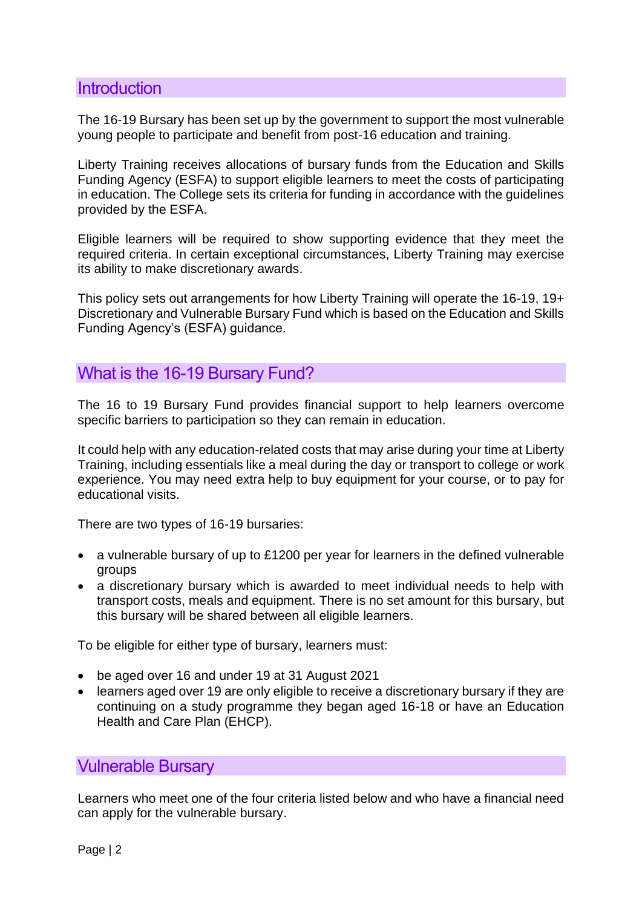## Introduction

The 16-19 Bursary has been set up by the government to support the most vulnerable young people to participate and benefit from post-16 education and training.

Liberty Training receives allocations of bursary funds from the Education and Skills Funding Agency (ESFA) to support eligible learners to meet the costs of participating in education. The College sets its criteria for funding in accordance with the guidelines provided by the ESFA.

Eligible learners will be required to show supporting evidence that they meet the required criteria. In certain exceptional circumstances, Liberty Training may exercise its ability to make discretionary awards.

This policy sets out arrangements for how Liberty Training will operate the 16-19, 19+ Discretionary and Vulnerable Bursary Fund which is based on the Education and Skills Funding Agency's (ESFA) guidance.

## What is the 16-19 Bursary Fund?

The 16 to 19 Bursary Fund provides financial support to help learners overcome specific barriers to participation so they can remain in education.

It could help with any education-related costs that may arise during your time at Liberty Training, including essentials like a meal during the day or transport to college or work experience. You may need extra help to buy equipment for your course, or to pay for educational visits.

There are two types of 16-19 bursaries:

- a vulnerable bursary of up to £1200 per year for learners in the defined vulnerable groups
- a discretionary bursary which is awarded to meet individual needs to help with transport costs, meals and equipment. There is no set amount for this bursary, but this bursary will be shared between all eligible learners.

To be eligible for either type of bursary, learners must:

- be aged over 16 and under 19 at 31 August 2021
- learners aged over 19 are only eligible to receive a discretionary bursary if they are continuing on a study programme they began aged 16-18 or have an Education Health and Care Plan (EHCP).

## Vulnerable Bursary

Learners who meet one of the four criteria listed below and who have a financial need can apply for the vulnerable bursary.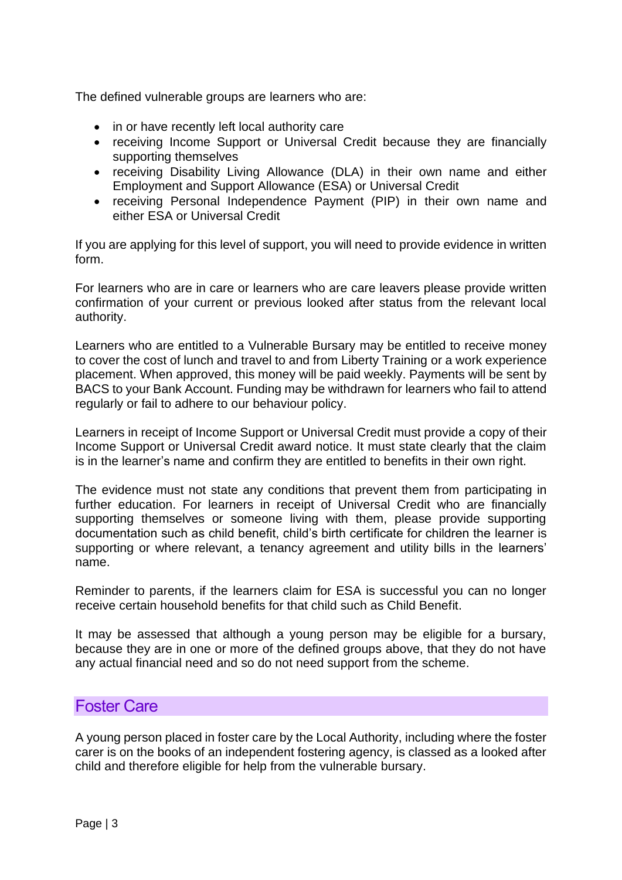The defined vulnerable groups are learners who are:

- in or have recently left local authority care
- receiving Income Support or Universal Credit because they are financially supporting themselves
- receiving Disability Living Allowance (DLA) in their own name and either Employment and Support Allowance (ESA) or Universal Credit
- receiving Personal Independence Payment (PIP) in their own name and either ESA or Universal Credit

If you are applying for this level of support, you will need to provide evidence in written form.

For learners who are in care or learners who are care leavers please provide written confirmation of your current or previous looked after status from the relevant local authority.

Learners who are entitled to a Vulnerable Bursary may be entitled to receive money to cover the cost of lunch and travel to and from Liberty Training or a work experience placement. When approved, this money will be paid weekly. Payments will be sent by BACS to your Bank Account. Funding may be withdrawn for learners who fail to attend regularly or fail to adhere to our behaviour policy.

Learners in receipt of Income Support or Universal Credit must provide a copy of their Income Support or Universal Credit award notice. It must state clearly that the claim is in the learner's name and confirm they are entitled to benefits in their own right.

The evidence must not state any conditions that prevent them from participating in further education. For learners in receipt of Universal Credit who are financially supporting themselves or someone living with them, please provide supporting documentation such as child benefit, child's birth certificate for children the learner is supporting or where relevant, a tenancy agreement and utility bills in the learners' name.

Reminder to parents, if the learners claim for ESA is successful you can no longer receive certain household benefits for that child such as Child Benefit.

It may be assessed that although a young person may be eligible for a bursary, because they are in one or more of the defined groups above, that they do not have any actual financial need and so do not need support from the scheme.

## Foster Care

A young person placed in foster care by the Local Authority, including where the foster carer is on the books of an independent fostering agency, is classed as a looked after child and therefore eligible for help from the vulnerable bursary.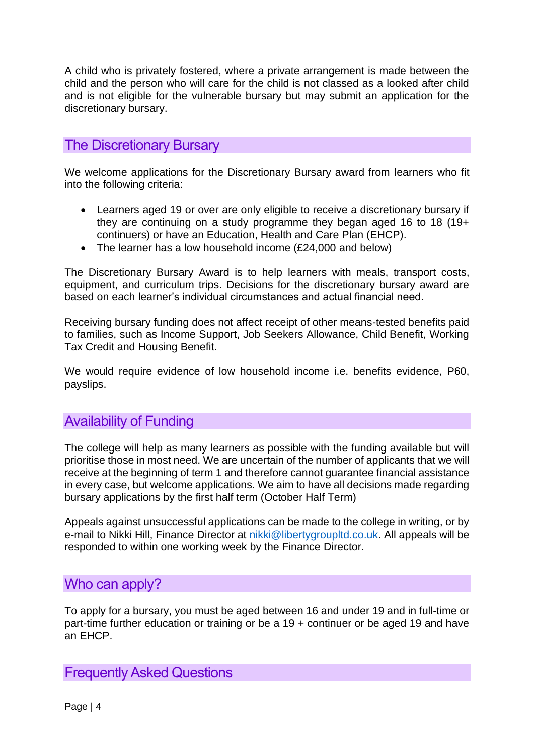A child who is privately fostered, where a private arrangement is made between the child and the person who will care for the child is not classed as a looked after child and is not eligible for the vulnerable bursary but may submit an application for the discretionary bursary.

## The Discretionary Bursary

We welcome applications for the Discretionary Bursary award from learners who fit into the following criteria:

- Learners aged 19 or over are only eligible to receive a discretionary bursary if they are continuing on a study programme they began aged 16 to 18 (19+ continuers) or have an Education, Health and Care Plan (EHCP).
- The learner has a low household income (£24,000 and below)

The Discretionary Bursary Award is to help learners with meals, transport costs, equipment, and curriculum trips. Decisions for the discretionary bursary award are based on each learner's individual circumstances and actual financial need.

Receiving bursary funding does not affect receipt of other means-tested benefits paid to families, such as Income Support, Job Seekers Allowance, Child Benefit, Working Tax Credit and Housing Benefit.

We would require evidence of low household income i.e. benefits evidence, P60, payslips.

## Availability of Funding

The college will help as many learners as possible with the funding available but will prioritise those in most need. We are uncertain of the number of applicants that we will receive at the beginning of term 1 and therefore cannot guarantee financial assistance in every case, but welcome applications. We aim to have all decisions made regarding bursary applications by the first half term (October Half Term)

Appeals against unsuccessful applications can be made to the college in writing, or by e-mail to Nikki Hill, Finance Director at nikki@libertygroupltd.co.uk. All appeals will be responded to within one working week by the Finance Director.

## Who can apply?

To apply for a bursary, you must be aged between 16 and under 19 and in full-time or part-time further education or training or be a 19 + continuer or be aged 19 and have an EHCP.

## Frequently Asked Questions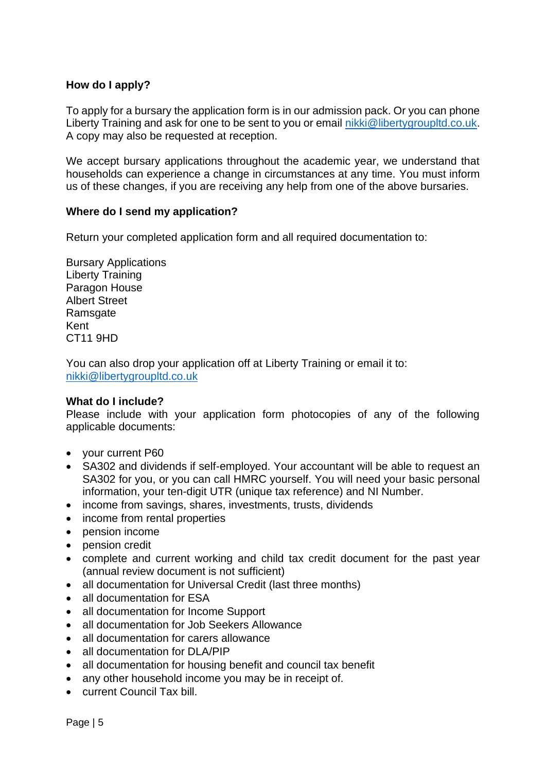**How do I apply?**

To apply for a bursary the application form is in our admission pack. Or you can phone Liberty Training and ask for one to be sent to you or email nikki@libertygroupltd.co.uk. A copy may also be requested at reception.

We accept bursary applications throughout the academic year, we understand that households can experience a change in circumstances at any time. You must inform us of these changes, if you are receiving any help from one of the above bursaries.

**Where do I send my application?**

Return your completed application form and all required documentation to:

Bursary Applications  
Liberty Training  
Paragon House  
Albert Street  
Ramsgate  
Kent  
CT11 9HD

You can also drop your application off at Liberty Training or email it to: nikki@libertygroupltd.co.uk

**What do I include?**

Please include with your application form photocopies of any of the following applicable documents:

- your current P60
- SA302 and dividends if self-employed. Your accountant will be able to request an SA302 for you, or you can call HMRC yourself. You will need your basic personal information, your ten-digit UTR (unique tax reference) and NI Number.
- income from savings, shares, investments, trusts, dividends
- income from rental properties
- pension income
- pension credit
- complete and current working and child tax credit document for the past year (annual review document is not sufficient)
- all documentation for Universal Credit (last three months)
- all documentation for ESA
- all documentation for Income Support
- all documentation for Job Seekers Allowance
- all documentation for carers allowance
- all documentation for DLA/PIP
- all documentation for housing benefit and council tax benefit
- any other household income you may be in receipt of.
- current Council Tax bill.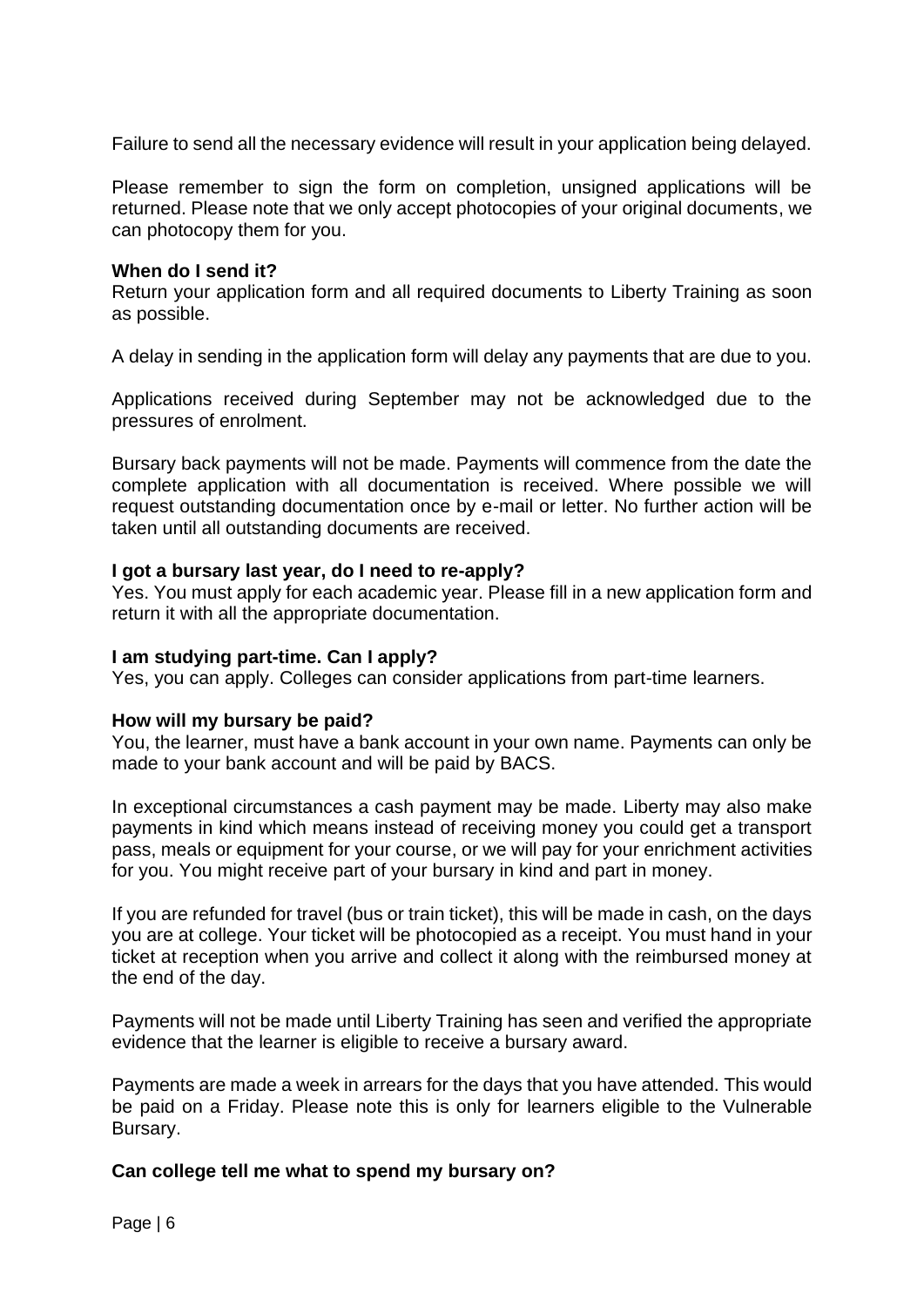Failure to send all the necessary evidence will result in your application being delayed.

Please remember to sign the form on completion, unsigned applications will be returned. Please note that we only accept photocopies of your original documents, we can photocopy them for you.

**When do I send it?**
Return your application form and all required documents to Liberty Training as soon as possible.

A delay in sending in the application form will delay any payments that are due to you.

Applications received during September may not be acknowledged due to the pressures of enrolment.

Bursary back payments will not be made. Payments will commence from the date the complete application with all documentation is received. Where possible we will request outstanding documentation once by e-mail or letter. No further action will be taken until all outstanding documents are received.

**I got a bursary last year, do I need to re-apply?**
Yes. You must apply for each academic year. Please fill in a new application form and return it with all the appropriate documentation.

**I am studying part-time. Can I apply?**
Yes, you can apply. Colleges can consider applications from part-time learners.

**How will my bursary be paid?**
You, the learner, must have a bank account in your own name. Payments can only be made to your bank account and will be paid by BACS.

In exceptional circumstances a cash payment may be made. Liberty may also make payments in kind which means instead of receiving money you could get a transport pass, meals or equipment for your course, or we will pay for your enrichment activities for you. You might receive part of your bursary in kind and part in money.

If you are refunded for travel (bus or train ticket), this will be made in cash, on the days you are at college. Your ticket will be photocopied as a receipt. You must hand in your ticket at reception when you arrive and collect it along with the reimbursed money at the end of the day.

Payments will not be made until Liberty Training has seen and verified the appropriate evidence that the learner is eligible to receive a bursary award.

Payments are made a week in arrears for the days that you have attended. This would be paid on a Friday. Please note this is only for learners eligible to the Vulnerable Bursary.

**Can college tell me what to spend my bursary on?**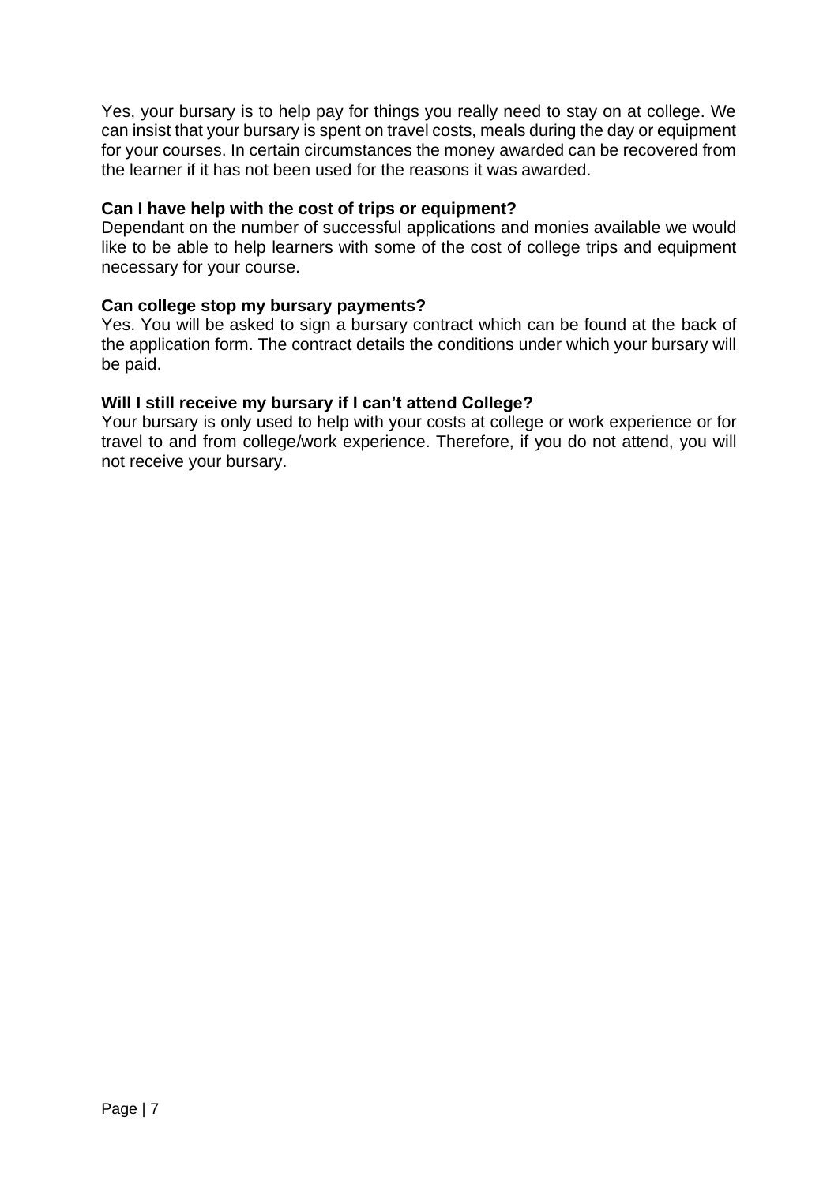Yes, your bursary is to help pay for things you really need to stay on at college. We can insist that your bursary is spent on travel costs, meals during the day or equipment for your courses. In certain circumstances the money awarded can be recovered from the learner if it has not been used for the reasons it was awarded.

**Can I have help with the cost of trips or equipment?**

Dependant on the number of successful applications and monies available we would like to be able to help learners with some of the cost of college trips and equipment necessary for your course.

**Can college stop my bursary payments?**

Yes. You will be asked to sign a bursary contract which can be found at the back of the application form. The contract details the conditions under which your bursary will be paid.

**Will I still receive my bursary if I can't attend College?**

Your bursary is only used to help with your costs at college or work experience or for travel to and from college/work experience. Therefore, if you do not attend, you will not receive your bursary.